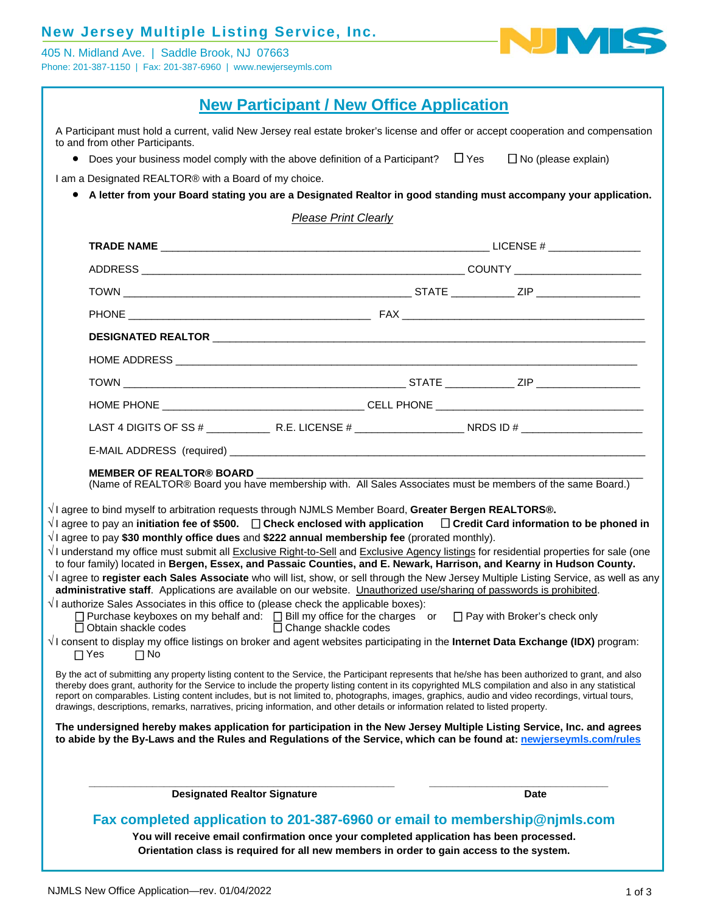**New Jersey Multiple Listing Service, Inc.**

405 N. Midland Ave. | Saddle Brook, NJ 07663
Phone: 201-387-1150 | Fax: 201-387-6960 | www.newjerseymls.com

# New Participant / New Office Application

A Participant must hold a current, valid New Jersey real estate broker's license and offer or accept cooperation and compensation to and from other Participants.

- Does your business model comply with the above definition of a Participant? ☐ Yes ☐ No (please explain)

I am a Designated REALTOR® with a Board of my choice.

- **A letter from your Board stating you are a Designated Realtor in good standing must accompany your application.**

*Please Print Clearly*

**TRADE NAME** ________________________________ LICENSE # ______________

ADDRESS ________________________________ COUNTY ______________

TOWN ________________________________ STATE __________ ZIP ______________

PHONE ________________________________ FAX ________________________________

**DESIGNATED REALTOR** ________________________________________________

HOME ADDRESS ________________________________________________

TOWN ________________________________ STATE __________ ZIP ______________

HOME PHONE ________________________________ CELL PHONE ________________________________

LAST 4 DIGITS OF SS # __________ R.E. LICENSE # ______________ NRDS ID # ______________

E-MAIL ADDRESS (required) ________________________________________________

**MEMBER OF REALTOR® BOARD** ________________________________________________
(Name of REALTOR® Board you have membership with. All Sales Associates must be members of the same Board.)

√ I agree to bind myself to arbitration requests through NJMLS Member Board, **Greater Bergen REALTORS®.**

√ I agree to pay an **initiation fee of $500.** ☐ **Check enclosed with application** ☐ **Credit Card information to be phoned in**

√ I agree to pay **$30 monthly office dues** and **$222 annual membership fee** (prorated monthly).

√ I understand my office must submit all Exclusive Right-to-Sell and Exclusive Agency listings for residential properties for sale (one to four family) located in **Bergen, Essex, and Passaic Counties, and E. Newark, Harrison, and Kearny in Hudson County.**

√ I agree to **register each Sales Associate** who will list, show, or sell through the New Jersey Multiple Listing Service, as well as any **administrative staff**. Applications are available on our website. Unauthorized use/sharing of passwords is prohibited.

√ I authorize Sales Associates in this office to (please check the applicable boxes):
☐ Purchase keyboxes on my behalf and: ☐ Bill my office for the charges or ☐ Pay with Broker's check only
☐ Obtain shackle codes ☐ Change shackle codes

√ I consent to display my office listings on broker and agent websites participating in the **Internet Data Exchange (IDX)** program:
☐ Yes ☐ No

By the act of submitting any property listing content to the Service, the Participant represents that he/she has been authorized to grant, and also thereby does grant, authority for the Service to include the property listing content in its copyrighted MLS compilation and also in any statistical report on comparables. Listing content includes, but is not limited to, photographs, images, graphics, audio and video recordings, virtual tours, drawings, descriptions, remarks, narratives, pricing information, and other details or information related to listed property.

**The undersigned hereby makes application for participation in the New Jersey Multiple Listing Service, Inc. and agrees to abide by the By-Laws and the Rules and Regulations of the Service, which can be found at: newjerseymls.com/rules**

________________________________ ______________
**Designated Realtor Signature** **Date**

**Fax completed application to 201-387-6960 or email to membership@njmls.com**

**You will receive email confirmation once your completed application has been processed.**
**Orientation class is required for all new members in order to gain access to the system.**

NJMLS New Office Application—rev. 01/04/2022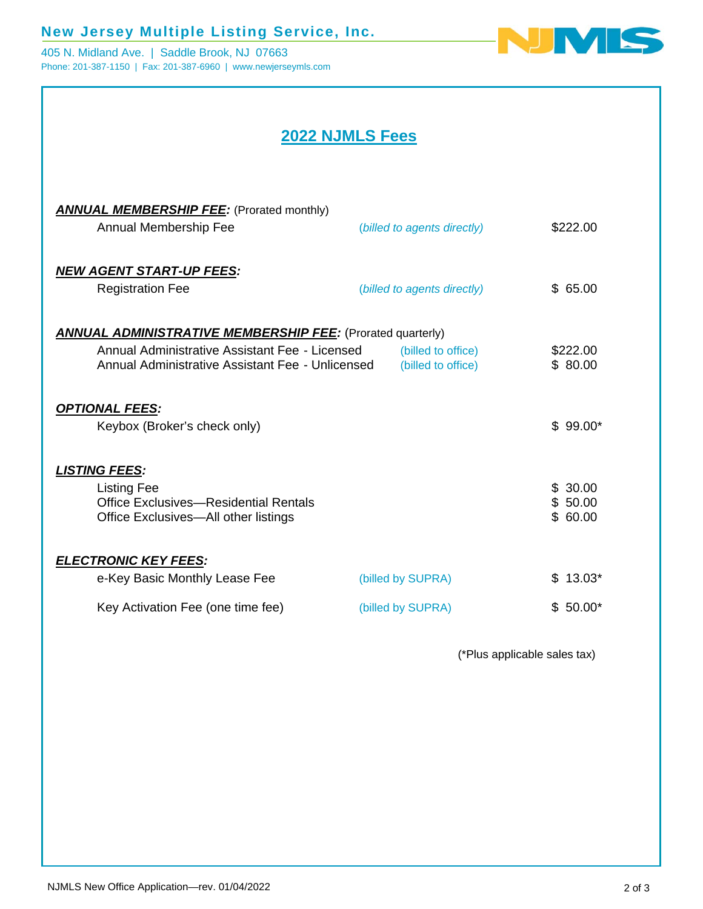New Jersey Multiple Listing Service, Inc.

405 N. Midland Ave. | Saddle Brook, NJ 07663

Phone: 201-387-1150 | Fax: 201-387-6960 | www.newjerseymls.com

# 2022 NJMLS Fees

***ANNUAL MEMBERSHIP FEE:*** (Prorated monthly)

| | | |
|---|---|---|
| Annual Membership Fee | *(billed to agents directly)* | $222.00 |

***NEW AGENT START-UP FEES:***

| | | |
|---|---|---|
| Registration Fee | *(billed to agents directly)* | $ 65.00 |

***ANNUAL ADMINISTRATIVE MEMBERSHIP FEE:*** (Prorated quarterly)

| | | |
|---|---|---|
| Annual Administrative Assistant Fee - Licensed | (billed to office) | $222.00 |
| Annual Administrative Assistant Fee - Unlicensed | (billed to office) | $ 80.00 |

***OPTIONAL FEES:***

| | | |
|---|---|---|
| Keybox (Broker's check only) | | $ 99.00* |

***LISTING FEES:***

| | | |
|---|---|---|
| Listing Fee | | $ 30.00 |
| Office Exclusives—Residential Rentals | | $ 50.00 |
| Office Exclusives—All other listings | | $ 60.00 |

***ELECTRONIC KEY FEES:***

| | | |
|---|---|---|
| e-Key Basic Monthly Lease Fee | (billed by SUPRA) | $ 13.03* |
| Key Activation Fee (one time fee) | (billed by SUPRA) | $ 50.00* |

(*Plus applicable sales tax)

NJMLS New Office Application—rev. 01/04/2022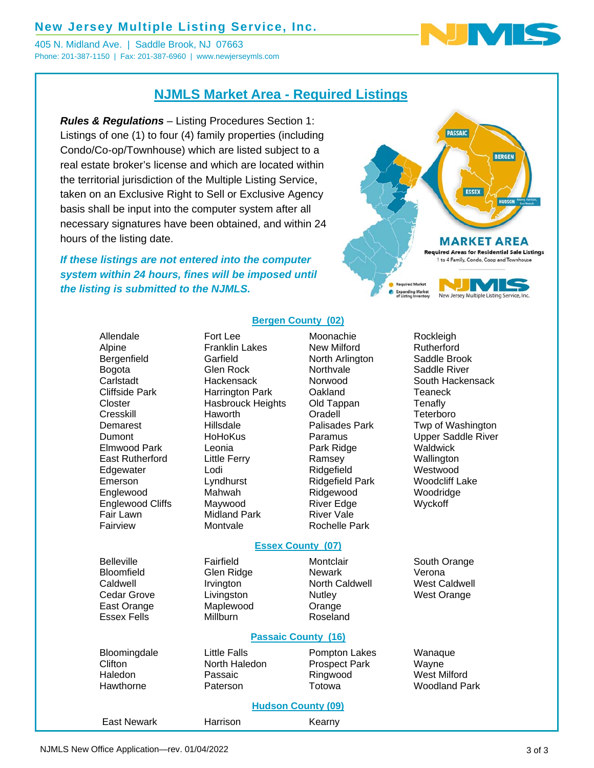# New Jersey Multiple Listing Service, Inc.

405 N. Midland Ave. | Saddle Brook, NJ 07663
Phone: 201-387-1150 | Fax: 201-387-6960 | www.newjerseymls.com

## NJMLS Market Area - Required Listings

***Rules & Regulations*** – Listing Procedures Section 1: Listings of one (1) to four (4) family properties (including Condo/Co-op/Townhouse) which are listed subject to a real estate broker's license and which are located within the territorial jurisdiction of the Multiple Listing Service, taken on an Exclusive Right to Sell or Exclusive Agency basis shall be input into the computer system after all necessary signatures have been obtained, and within 24 hours of the listing date.

***If these listings are not entered into the computer system within 24 hours, fines will be imposed until the listing is submitted to the NJMLS.***

PASSAIC
BERGEN
ESSEX
HUDSON Kearny, Harrison, East Newark

MARKET AREA
Required Areas for Residential Sale Listings
1 to 4 Family, Condo, Coop and Townhouse

Required Market
Expanding Market of Listing Inventory

NJMLS
New Jersey Multiple Listing Service, Inc.

### Bergen County (02)

| | | | |
|---|---|---|---|
| Allendale | Fort Lee | Moonachie | Rockleigh |
| Alpine | Franklin Lakes | New Milford | Rutherford |
| Bergenfield | Garfield | North Arlington | Saddle Brook |
| Bogota | Glen Rock | Northvale | Saddle River |
| Carlstadt | Hackensack | Norwood | South Hackensack |
| Cliffside Park | Harrington Park | Oakland | Teaneck |
| Closter | Hasbrouck Heights | Old Tappan | Tenafly |
| Cresskill | Haworth | Oradell | Teterboro |
| Demarest | Hillsdale | Palisades Park | Twp of Washington |
| Dumont | HoHoKus | Paramus | Upper Saddle River |
| Elmwood Park | Leonia | Park Ridge | Waldwick |
| East Rutherford | Little Ferry | Ramsey | Wallington |
| Edgewater | Lodi | Ridgefield | Westwood |
| Emerson | Lyndhurst | Ridgefield Park | Woodcliff Lake |
| Englewood | Mahwah | Ridgewood | Woodridge |
| Englewood Cliffs | Maywood | River Edge | Wyckoff |
| Fair Lawn | Midland Park | River Vale | |
| Fairview | Montvale | Rochelle Park | |

### Essex County (07)

| | | | |
|---|---|---|---|
| Belleville | Fairfield | Montclair | South Orange |
| Bloomfield | Glen Ridge | Newark | Verona |
| Caldwell | Irvington | North Caldwell | West Caldwell |
| Cedar Grove | Livingston | Nutley | West Orange |
| East Orange | Maplewood | Orange | |
| Essex Fells | Millburn | Roseland | |

### Passaic County (16)

| | | | |
|---|---|---|---|
| Bloomingdale | Little Falls | Pompton Lakes | Wanaque |
| Clifton | North Haledon | Prospect Park | Wayne |
| Haledon | Passaic | Ringwood | West Milford |
| Hawthorne | Paterson | Totowa | Woodland Park |

### Hudson County (09)

| | | |
|---|---|---|
| East Newark | Harrison | Kearny |

NJMLS New Office Application—rev. 01/04/2022